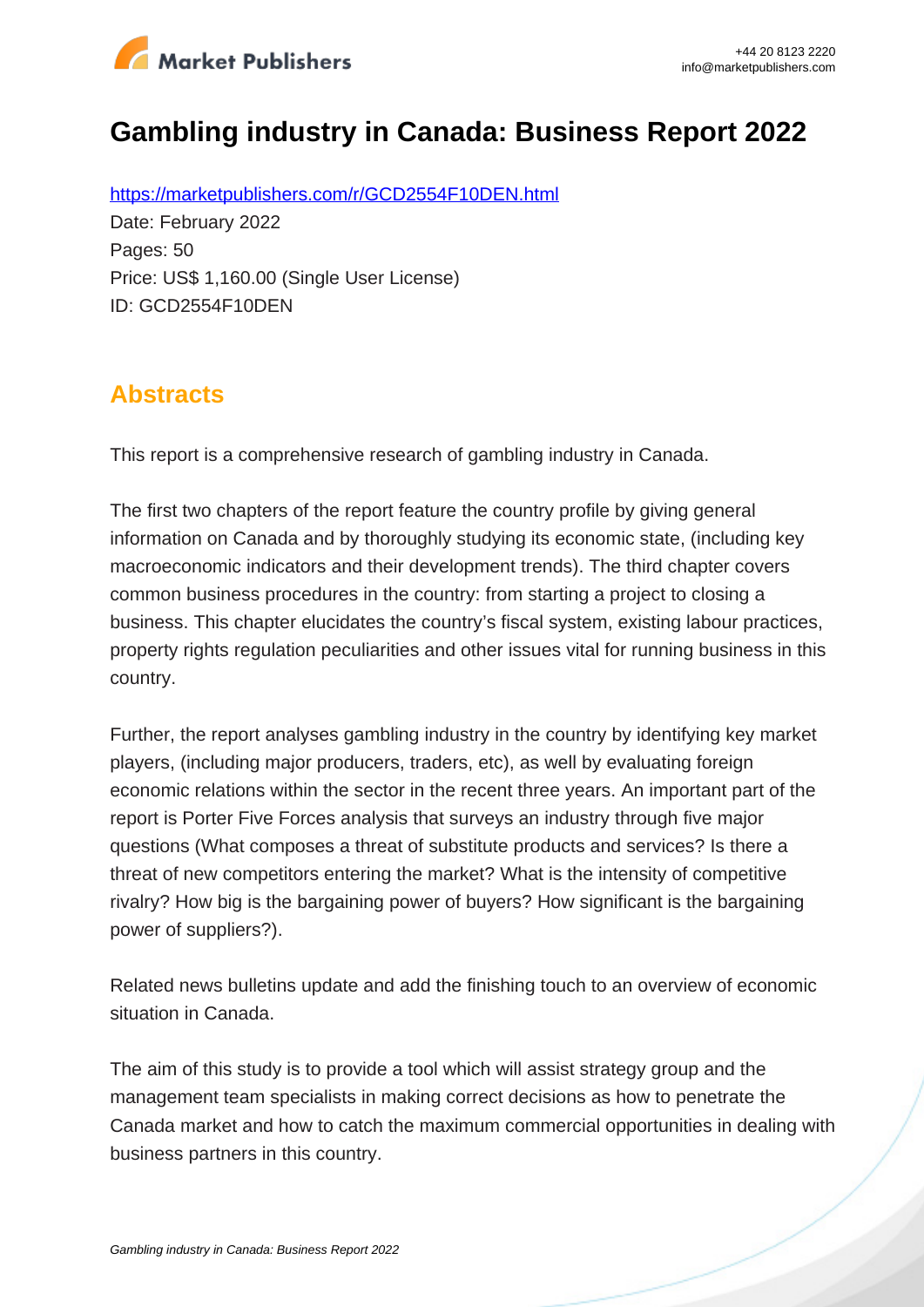# Gambling industry in Canada: Business Report 2022

https://marketpublishers.com/r/GCD2554F10DEN.html

Date: February 2022

Pages: 50

Price: US$ 1,160.00 (Single User License)

ID: GCD2554F10DEN

## Abstracts

This report is a comprehensive research of gambling industry in Canada.

The first two chapters of the report feature the country profile by giving general information on Canada and by thoroughly studying its economic state, (including key macroeconomic indicators and their development trends). The third chapter covers common business procedures in the country: from starting a project to closing a business. This chapter elucidates the country's fiscal system, existing labour practices, property rights regulation peculiarities and other issues vital for running business in this country.

Further, the report analyses gambling industry in the country by identifying key market players, (including major producers, traders, etc), as well by evaluating foreign economic relations within the sector in the recent three years. An important part of the report is Porter Five Forces analysis that surveys an industry through five major questions (What composes a threat of substitute products and services? Is there a threat of new competitors entering the market? What is the intensity of competitive rivalry? How big is the bargaining power of buyers? How significant is the bargaining power of suppliers?).

Related news bulletins update and add the finishing touch to an overview of economic situation in Canada.

The aim of this study is to provide a tool which will assist strategy group and the management team specialists in making correct decisions as how to penetrate the Canada market and how to catch the maximum commercial opportunities in dealing with business partners in this country.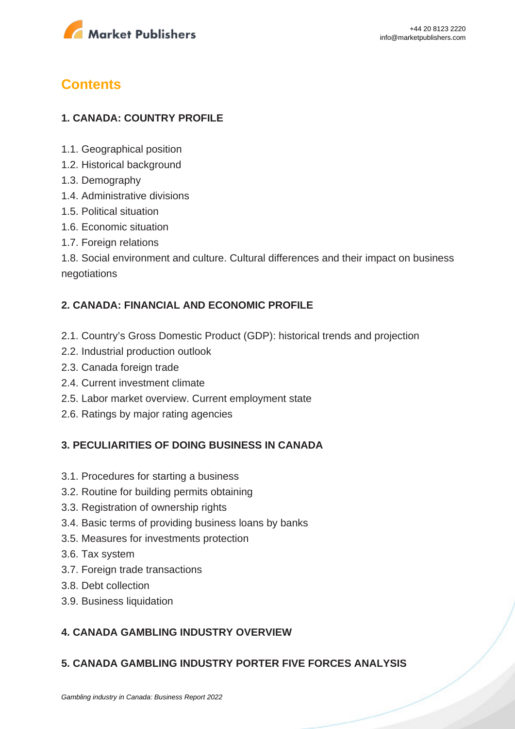# Contents

## 1. CANADA: COUNTRY PROFILE

1.1. Geographical position
1.2. Historical background
1.3. Demography
1.4. Administrative divisions
1.5. Political situation
1.6. Economic situation
1.7. Foreign relations
1.8. Social environment and culture. Cultural differences and their impact on business negotiations

## 2. CANADA: FINANCIAL AND ECONOMIC PROFILE

2.1. Country's Gross Domestic Product (GDP): historical trends and projection
2.2. Industrial production outlook
2.3. Canada foreign trade
2.4. Current investment climate
2.5. Labor market overview. Current employment state
2.6. Ratings by major rating agencies

## 3. PECULIARITIES OF DOING BUSINESS IN CANADA

3.1. Procedures for starting a business
3.2. Routine for building permits obtaining
3.3. Registration of ownership rights
3.4. Basic terms of providing business loans by banks
3.5. Measures for investments protection
3.6. Tax system
3.7. Foreign trade transactions
3.8. Debt collection
3.9. Business liquidation

## 4. CANADA GAMBLING INDUSTRY OVERVIEW

## 5. CANADA GAMBLING INDUSTRY PORTER FIVE FORCES ANALYSIS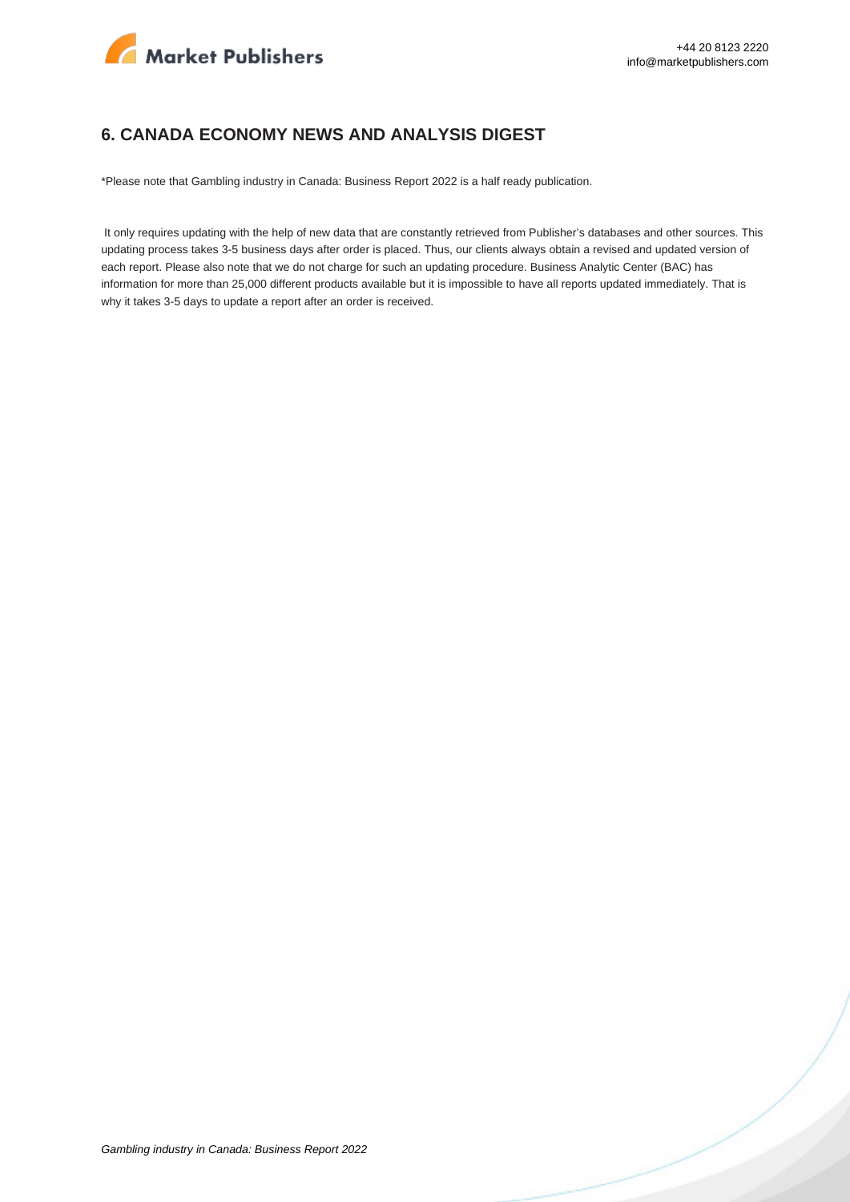## 6. CANADA ECONOMY NEWS AND ANALYSIS DIGEST

*Please note that Gambling industry in Canada: Business Report 2022 is a half ready publication.

It only requires updating with the help of new data that are constantly retrieved from Publisher's databases and other sources. This updating process takes 3-5 business days after order is placed. Thus, our clients always obtain a revised and updated version of each report. Please also note that we do not charge for such an updating procedure. Business Analytic Center (BAC) has information for more than 25,000 different products available but it is impossible to have all reports updated immediately. That is why it takes 3-5 days to update a report after an order is received.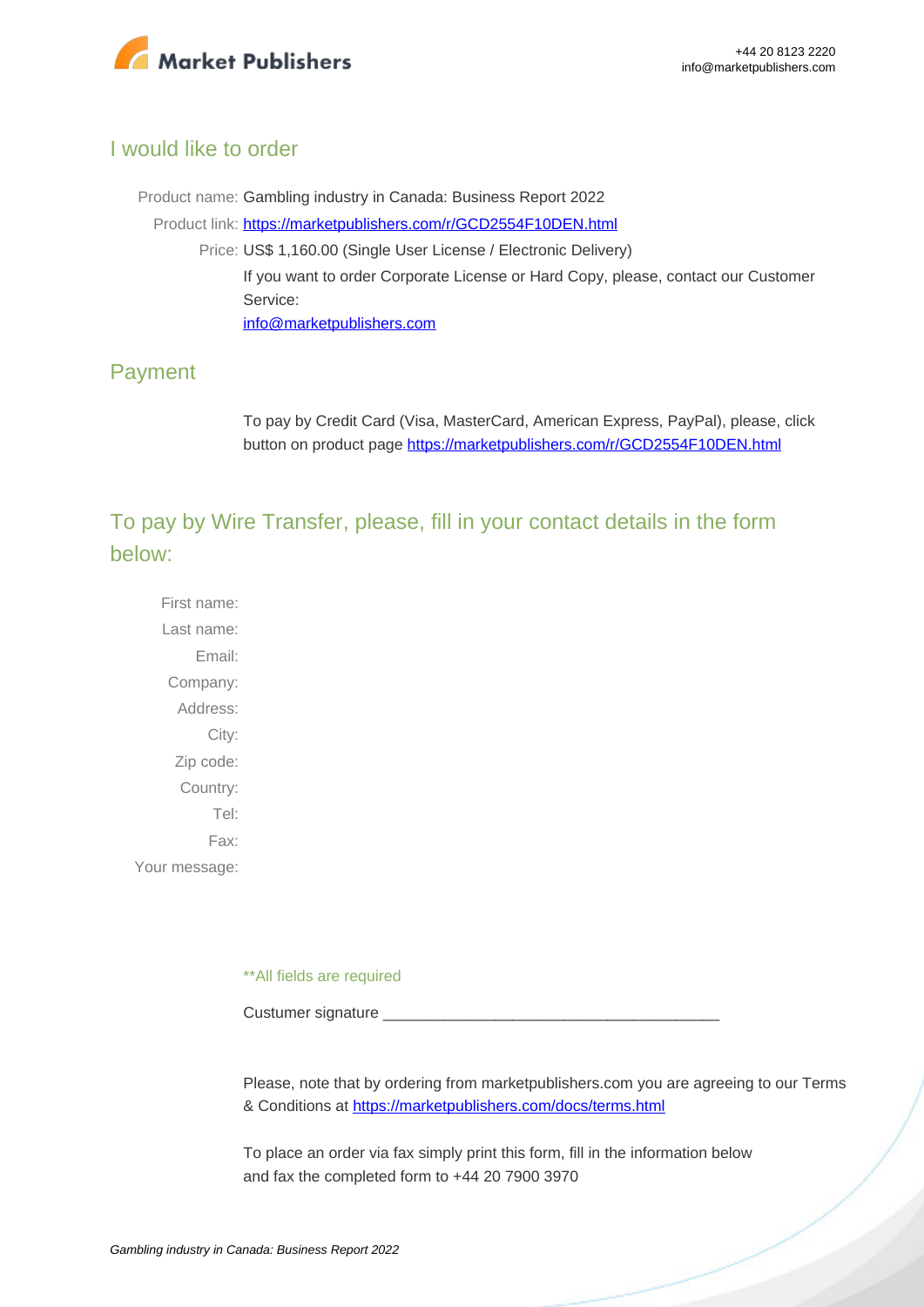## I would like to order

Product name: Gambling industry in Canada: Business Report 2022

Product link: [https://marketpublishers.com/r/GCD2554F10DEN.html](https://marketpublishers.com/r/GCD2554F10DEN.html)

Price: US$ 1,160.00 (Single User License / Electronic Delivery)

If you want to order Corporate License or Hard Copy, please, contact our Customer Service:
[info@marketpublishers.com](mailto:info@marketpublishers.com)

## Payment

To pay by Credit Card (Visa, MasterCard, American Express, PayPal), please, click button on product page [https://marketpublishers.com/r/GCD2554F10DEN.html](https://marketpublishers.com/r/GCD2554F10DEN.html)

## To pay by Wire Transfer, please, fill in your contact details in the form below:

First name:
Last name:
Email:
Company:
Address:
City:
Zip code:
Country:
Tel:
Fax:
Your message:

**All fields are required

Custumer signature _______________________________________

Please, note that by ordering from marketpublishers.com you are agreeing to our Terms & Conditions at [https://marketpublishers.com/docs/terms.html](https://marketpublishers.com/docs/terms.html)

To place an order via fax simply print this form, fill in the information below and fax the completed form to +44 20 7900 3970